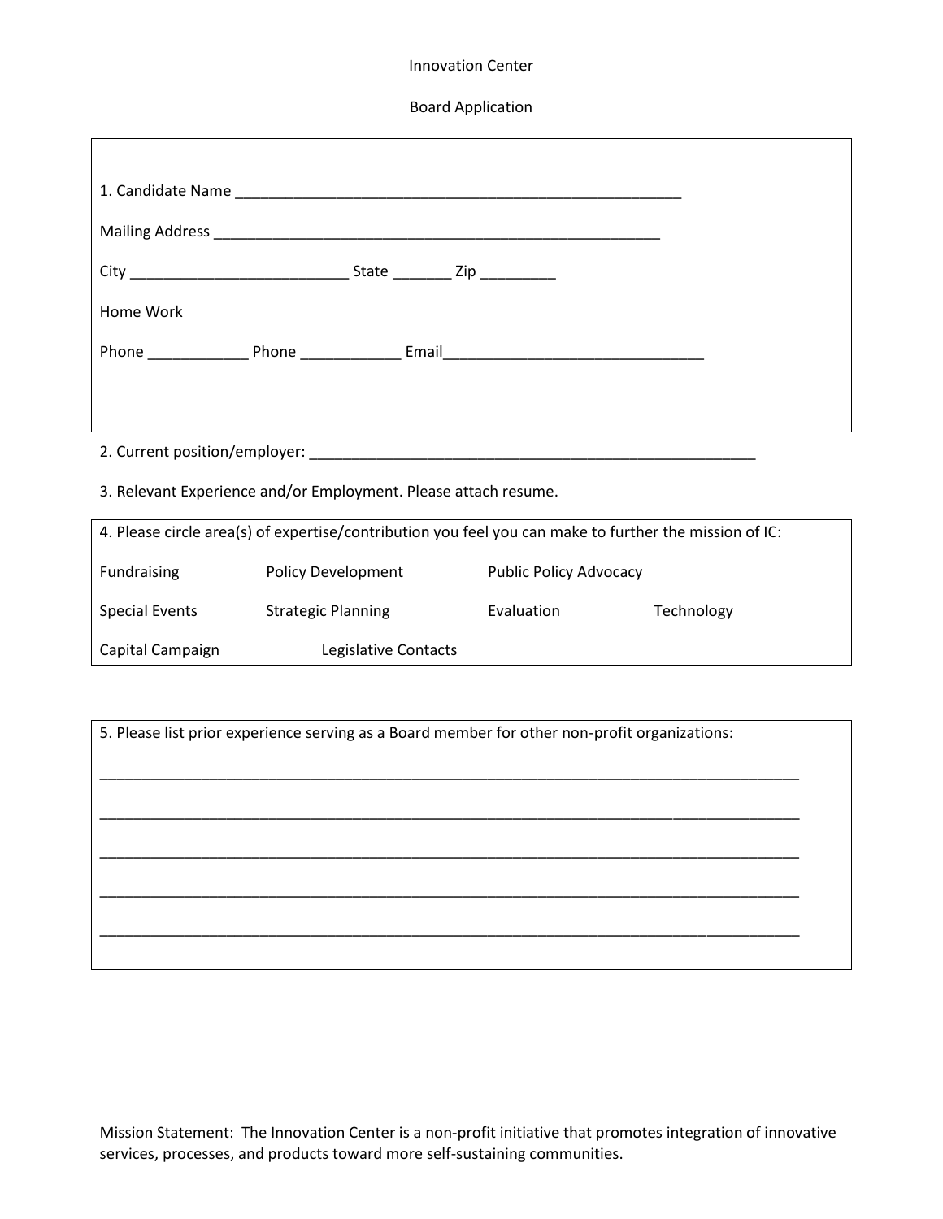Innovation Center

Board Application

1. Candidate Name ______________________________________________________

Mailing Address ______________________________________________________

City __________________________ State _______ Zip _________

Home Work

Phone ____________ Phone ____________ Email______________________________

2. Current position/employer: ______________________________________________________

3. Relevant Experience and/or Employment. Please attach resume.

4. Please circle area(s) of expertise/contribution you feel you can make to further the mission of IC:

| Fundraising | Policy Development | Public Policy Advocacy | |
|---|---|---|---|
| Special Events | Strategic Planning | Evaluation | Technology |
| Capital Campaign | Legislative Contacts | | |

5. Please list prior experience serving as a Board member for other non-profit organizations:

____________________________________________________________________________________

____________________________________________________________________________________

____________________________________________________________________________________

____________________________________________________________________________________

____________________________________________________________________________________

Mission Statement: The Innovation Center is a non-profit initiative that promotes integration of innovative services, processes, and products toward more self-sustaining communities.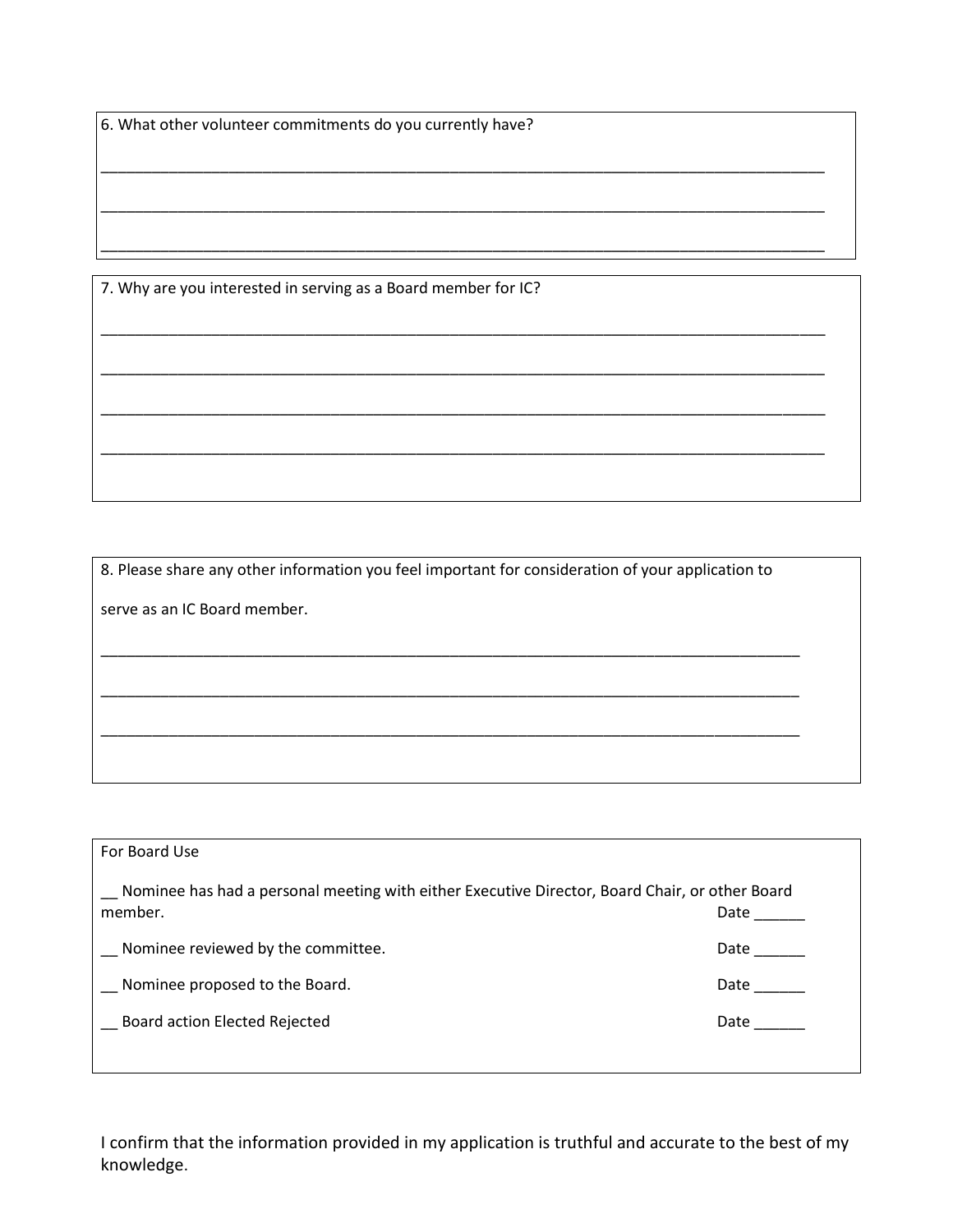6. What other volunteer commitments do you currently have?

\_\_\_\_\_\_\_\_\_\_\_\_\_\_\_\_\_\_\_\_\_\_\_\_\_\_\_\_\_\_\_\_\_\_\_\_\_\_\_\_\_\_\_\_\_\_\_\_\_\_\_\_\_\_\_\_\_\_\_\_\_\_\_\_\_\_\_\_\_\_\_\_\_\_\_\_

\_\_\_\_\_\_\_\_\_\_\_\_\_\_\_\_\_\_\_\_\_\_\_\_\_\_\_\_\_\_\_\_\_\_\_\_\_\_\_\_\_\_\_\_\_\_\_\_\_\_\_\_\_\_\_\_\_\_\_\_\_\_\_\_\_\_\_\_\_\_\_\_\_\_\_\_

\_\_\_\_\_\_\_\_\_\_\_\_\_\_\_\_\_\_\_\_\_\_\_\_\_\_\_\_\_\_\_\_\_\_\_\_\_\_\_\_\_\_\_\_\_\_\_\_\_\_\_\_\_\_\_\_\_\_\_\_\_\_\_\_\_\_\_\_\_\_\_\_\_\_\_\_

7. Why are you interested in serving as a Board member for IC?

\_\_\_\_\_\_\_\_\_\_\_\_\_\_\_\_\_\_\_\_\_\_\_\_\_\_\_\_\_\_\_\_\_\_\_\_\_\_\_\_\_\_\_\_\_\_\_\_\_\_\_\_\_\_\_\_\_\_\_\_\_\_\_\_\_\_\_\_\_\_\_\_\_\_\_\_

\_\_\_\_\_\_\_\_\_\_\_\_\_\_\_\_\_\_\_\_\_\_\_\_\_\_\_\_\_\_\_\_\_\_\_\_\_\_\_\_\_\_\_\_\_\_\_\_\_\_\_\_\_\_\_\_\_\_\_\_\_\_\_\_\_\_\_\_\_\_\_\_\_\_\_\_

\_\_\_\_\_\_\_\_\_\_\_\_\_\_\_\_\_\_\_\_\_\_\_\_\_\_\_\_\_\_\_\_\_\_\_\_\_\_\_\_\_\_\_\_\_\_\_\_\_\_\_\_\_\_\_\_\_\_\_\_\_\_\_\_\_\_\_\_\_\_\_\_\_\_\_\_

\_\_\_\_\_\_\_\_\_\_\_\_\_\_\_\_\_\_\_\_\_\_\_\_\_\_\_\_\_\_\_\_\_\_\_\_\_\_\_\_\_\_\_\_\_\_\_\_\_\_\_\_\_\_\_\_\_\_\_\_\_\_\_\_\_\_\_\_\_\_\_\_\_\_\_\_

8. Please share any other information you feel important for consideration of your application to serve as an IC Board member.

\_\_\_\_\_\_\_\_\_\_\_\_\_\_\_\_\_\_\_\_\_\_\_\_\_\_\_\_\_\_\_\_\_\_\_\_\_\_\_\_\_\_\_\_\_\_\_\_\_\_\_\_\_\_\_\_\_\_\_\_\_\_\_\_\_\_\_\_\_\_\_\_\_\_\_\_

\_\_\_\_\_\_\_\_\_\_\_\_\_\_\_\_\_\_\_\_\_\_\_\_\_\_\_\_\_\_\_\_\_\_\_\_\_\_\_\_\_\_\_\_\_\_\_\_\_\_\_\_\_\_\_\_\_\_\_\_\_\_\_\_\_\_\_\_\_\_\_\_\_\_\_\_

\_\_\_\_\_\_\_\_\_\_\_\_\_\_\_\_\_\_\_\_\_\_\_\_\_\_\_\_\_\_\_\_\_\_\_\_\_\_\_\_\_\_\_\_\_\_\_\_\_\_\_\_\_\_\_\_\_\_\_\_\_\_\_\_\_\_\_\_\_\_\_\_\_\_\_\_

For Board Use

__ Nominee has had a personal meeting with either Executive Director, Board Chair, or other Board member. Date ______

__ Nominee reviewed by the committee. Date ______

__ Nominee proposed to the Board. Date ______

__ Board action Elected Rejected Date ______

I confirm that the information provided in my application is truthful and accurate to the best of my knowledge.